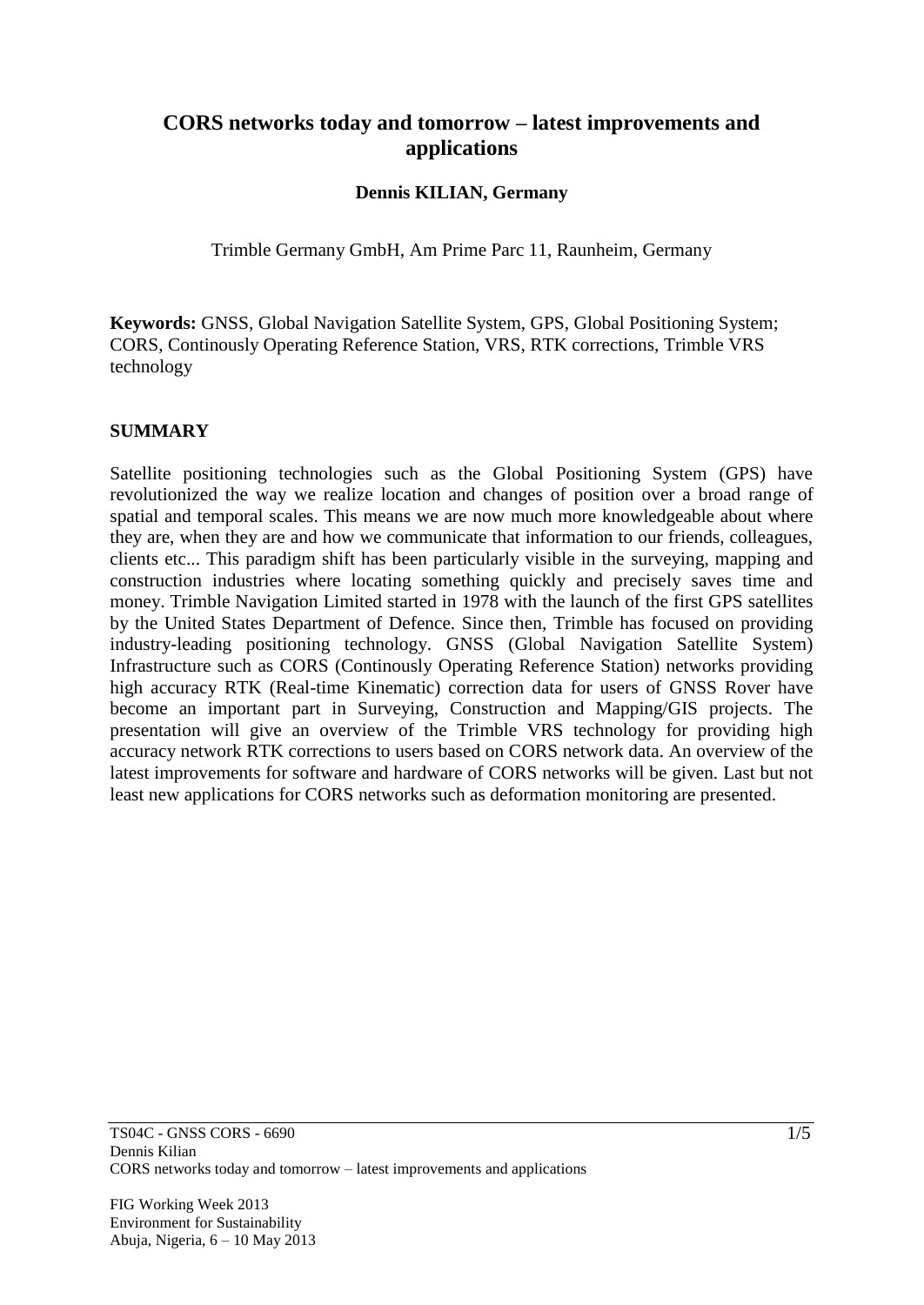# CORS networks today and tomorrow – latest improvements and applications

**Dennis KILIAN, Germany**

Trimble Germany GmbH, Am Prime Parc 11, Raunheim, Germany

**Keywords:** GNSS, Global Navigation Satellite System, GPS, Global Positioning System; CORS, Continously Operating Reference Station, VRS, RTK corrections, Trimble VRS technology

## SUMMARY

Satellite positioning technologies such as the Global Positioning System (GPS) have revolutionized the way we realize location and changes of position over a broad range of spatial and temporal scales. This means we are now much more knowledgeable about where they are, when they are and how we communicate that information to our friends, colleagues, clients etc... This paradigm shift has been particularly visible in the surveying, mapping and construction industries where locating something quickly and precisely saves time and money. Trimble Navigation Limited started in 1978 with the launch of the first GPS satellites by the United States Department of Defence. Since then, Trimble has focused on providing industry-leading positioning technology. GNSS (Global Navigation Satellite System) Infrastructure such as CORS (Continously Operating Reference Station) networks providing high accuracy RTK (Real-time Kinematic) correction data for users of GNSS Rover have become an important part in Surveying, Construction and Mapping/GIS projects. The presentation will give an overview of the Trimble VRS technology for providing high accuracy network RTK corrections to users based on CORS network data. An overview of the latest improvements for software and hardware of CORS networks will be given. Last but not least new applications for CORS networks such as deformation monitoring are presented.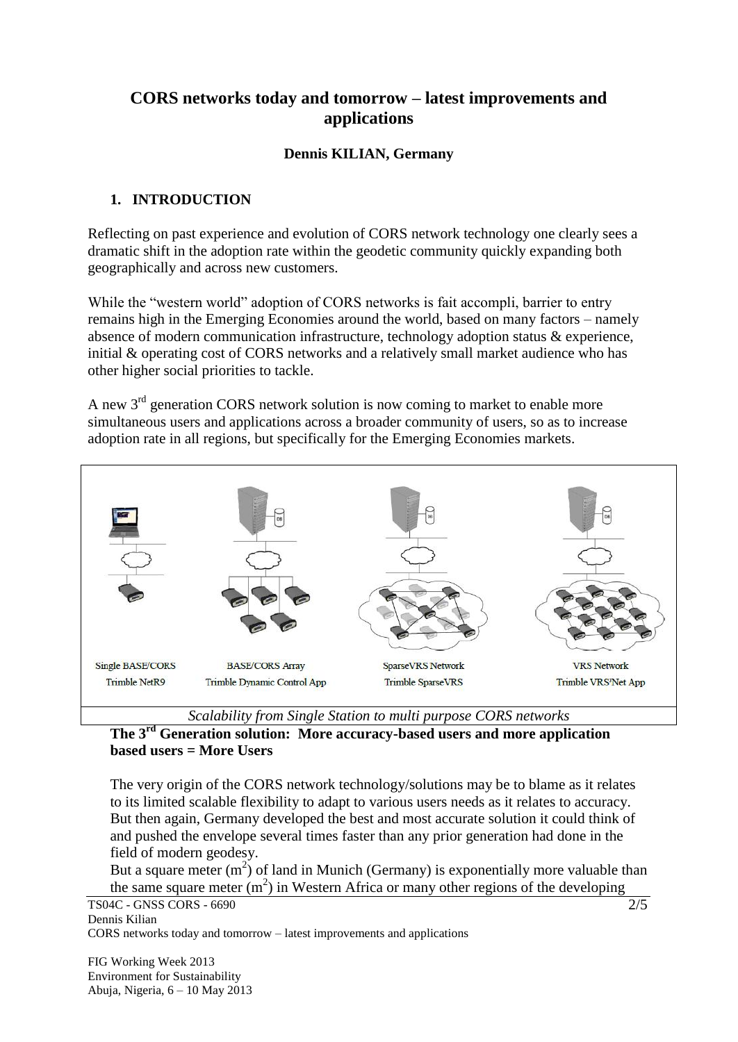# CORS networks today and tomorrow – latest improvements and applications

**Dennis KILIAN, Germany**

## 1. INTRODUCTION

Reflecting on past experience and evolution of CORS network technology one clearly sees a dramatic shift in the adoption rate within the geodetic community quickly expanding both geographically and across new customers.

While the "western world" adoption of CORS networks is fait accompli, barrier to entry remains high in the Emerging Economies around the world, based on many factors – namely absence of modern communication infrastructure, technology adoption status & experience, initial & operating cost of CORS networks and a relatively small market audience who has other higher social priorities to tackle.

A new 3rd generation CORS network solution is now coming to market to enable more simultaneous users and applications across a broader community of users, so as to increase adoption rate in all regions, but specifically for the Emerging Economies markets.

Single BASE/CORS
Trimble NetR9

BASE/CORS Array
Trimble Dynamic Control App

SparseVRS Network
Trimble SparseVRS

VRS Network
Trimble VRS³Net App

*Scalability from Single Station to multi purpose CORS networks*

**The 3rd Generation solution: More accuracy-based users and more application based users = More Users**

The very origin of the CORS network technology/solutions may be to blame as it relates to its limited scalable flexibility to adapt to various users needs as it relates to accuracy. But then again, Germany developed the best and most accurate solution it could think of and pushed the envelope several times faster than any prior generation had done in the field of modern geodesy.

But a square meter ($m^2$) of land in Munich (Germany) is exponentially more valuable than the same square meter ($m^2$) in Western Africa or many other regions of the developing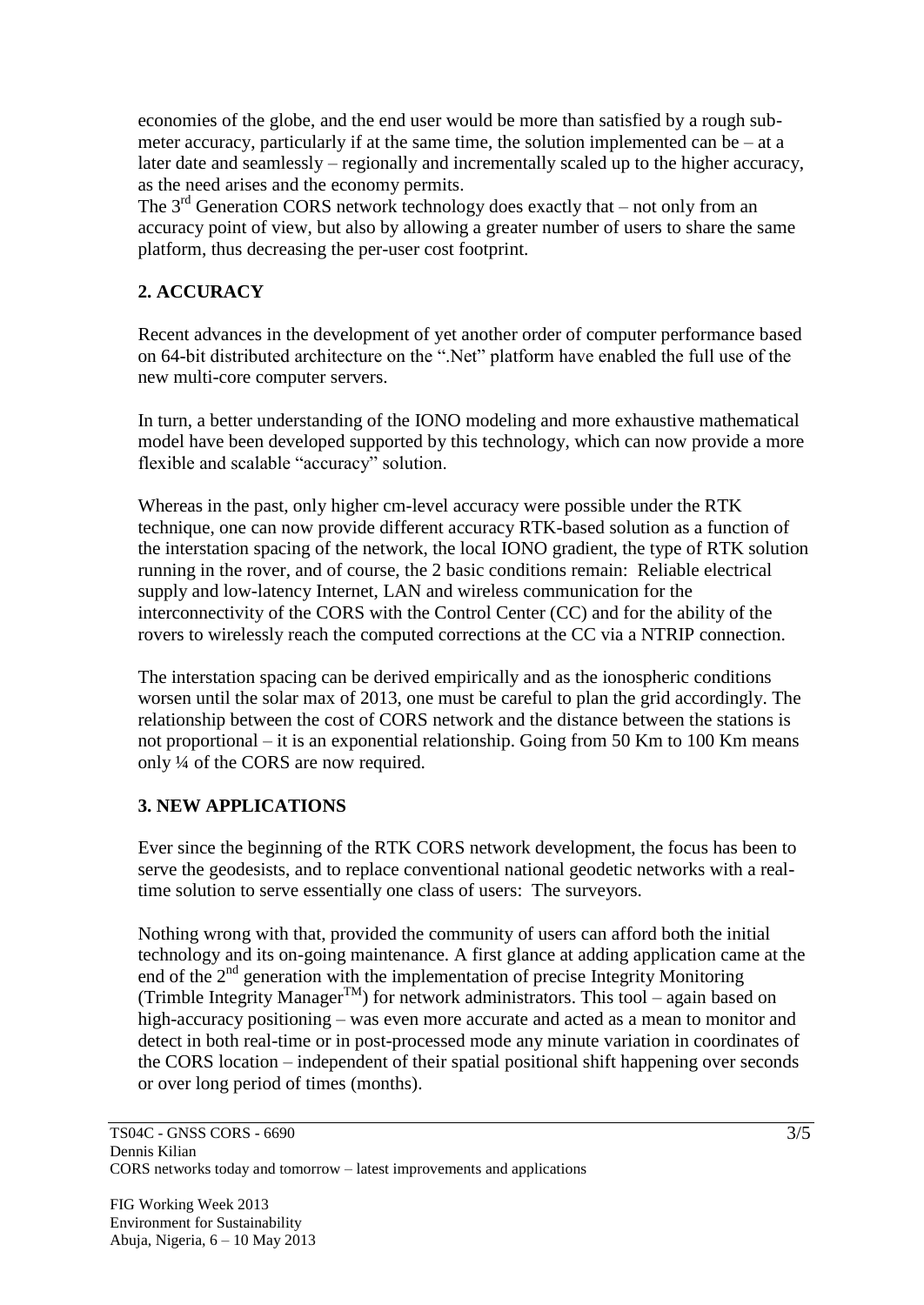economies of the globe, and the end user would be more than satisfied by a rough sub-meter accuracy, particularly if at the same time, the solution implemented can be – at a later date and seamlessly – regionally and incrementally scaled up to the higher accuracy, as the need arises and the economy permits.
The 3rd Generation CORS network technology does exactly that – not only from an accuracy point of view, but also by allowing a greater number of users to share the same platform, thus decreasing the per-user cost footprint.

## 2. ACCURACY

Recent advances in the development of yet another order of computer performance based on 64-bit distributed architecture on the ".Net" platform have enabled the full use of the new multi-core computer servers.

In turn, a better understanding of the IONO modeling and more exhaustive mathematical model have been developed supported by this technology, which can now provide a more flexible and scalable "accuracy" solution.

Whereas in the past, only higher cm-level accuracy were possible under the RTK technique, one can now provide different accuracy RTK-based solution as a function of the interstation spacing of the network, the local IONO gradient, the type of RTK solution running in the rover, and of course, the 2 basic conditions remain: Reliable electrical supply and low-latency Internet, LAN and wireless communication for the interconnectivity of the CORS with the Control Center (CC) and for the ability of the rovers to wirelessly reach the computed corrections at the CC via a NTRIP connection.

The interstation spacing can be derived empirically and as the ionospheric conditions worsen until the solar max of 2013, one must be careful to plan the grid accordingly. The relationship between the cost of CORS network and the distance between the stations is not proportional – it is an exponential relationship. Going from 50 Km to 100 Km means only ¼ of the CORS are now required.

## 3. NEW APPLICATIONS

Ever since the beginning of the RTK CORS network development, the focus has been to serve the geodesists, and to replace conventional national geodetic networks with a real-time solution to serve essentially one class of users: The surveyors.

Nothing wrong with that, provided the community of users can afford both the initial technology and its on-going maintenance. A first glance at adding application came at the end of the 2nd generation with the implementation of precise Integrity Monitoring (Trimble Integrity Manager™) for network administrators. This tool – again based on high-accuracy positioning – was even more accurate and acted as a mean to monitor and detect in both real-time or in post-processed mode any minute variation in coordinates of the CORS location – independent of their spatial positional shift happening over seconds or over long period of times (months).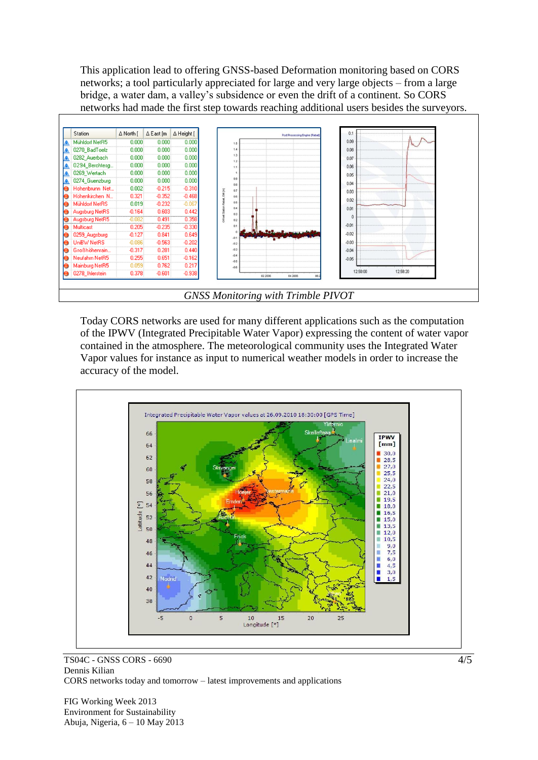This application lead to offering GNSS-based Deformation monitoring based on CORS networks; a tool particularly appreciated for large and very large objects – from a large bridge, a water dam, a valley's subsidence or even the drift of a continent. So CORS networks had made the first step towards reaching additional users besides the surveyors.

*GNSS Monitoring with Trimble PIVOT*

Today CORS networks are used for many different applications such as the computation of the IPWV (Integrated Precipitable Water Vapor) expressing the content of water vapor contained in the atmosphere. The meteorological community uses the Integrated Water Vapor values for instance as input to numerical weather models in order to increase the accuracy of the model.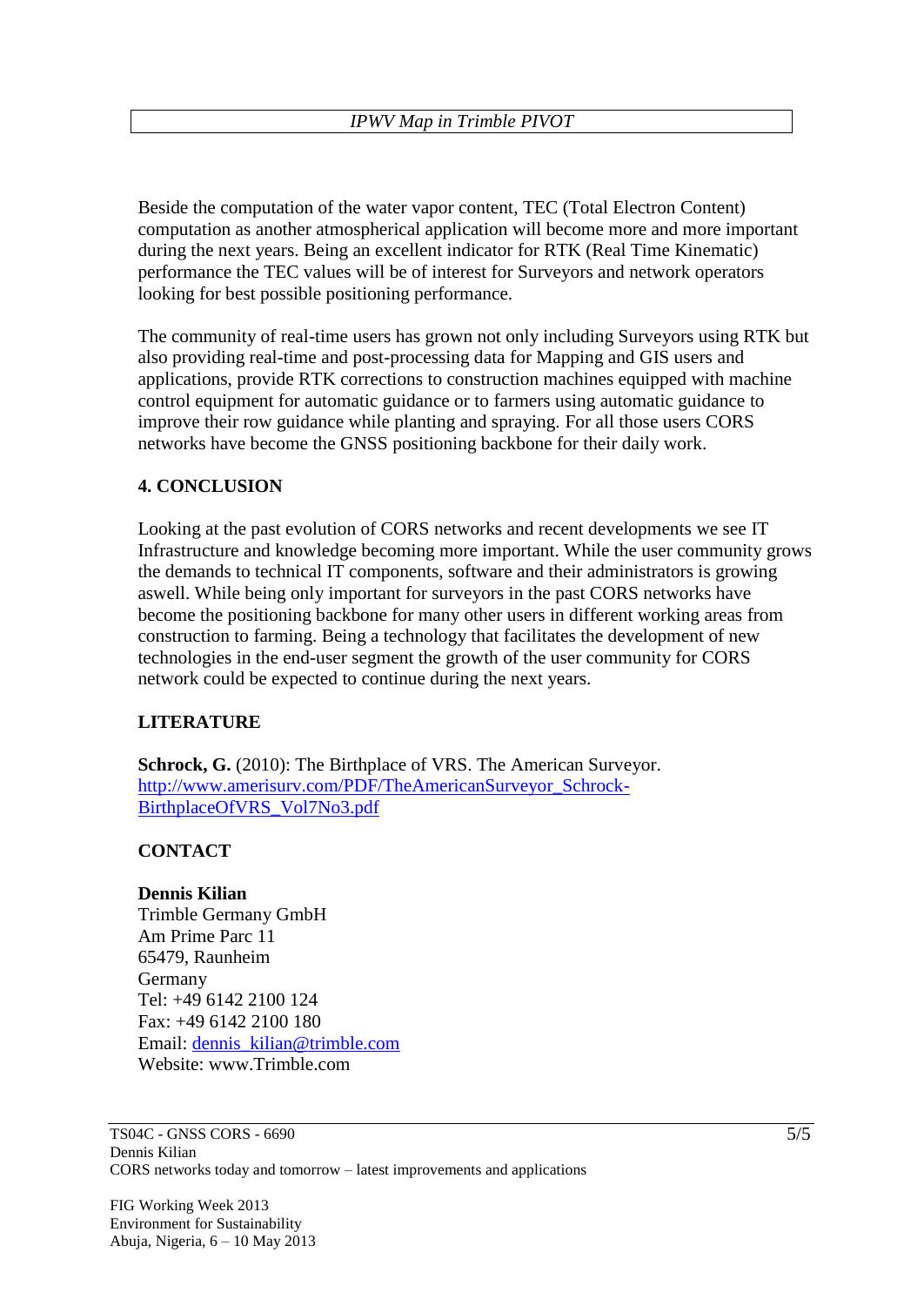*IPWV Map in Trimble PIVOT*

Beside the computation of the water vapor content, TEC (Total Electron Content) computation as another atmospherical application will become more and more important during the next years. Being an excellent indicator for RTK (Real Time Kinematic) performance the TEC values will be of interest for Surveyors and network operators looking for best possible positioning performance.

The community of real-time users has grown not only including Surveyors using RTK but also providing real-time and post-processing data for Mapping and GIS users and applications, provide RTK corrections to construction machines equipped with machine control equipment for automatic guidance or to farmers using automatic guidance to improve their row guidance while planting and spraying. For all those users CORS networks have become the GNSS positioning backbone for their daily work.

## 4. CONCLUSION

Looking at the past evolution of CORS networks and recent developments we see IT Infrastructure and knowledge becoming more important. While the user community grows the demands to technical IT components, software and their administrators is growing aswell. While being only important for surveyors in the past CORS networks have become the positioning backbone for many other users in different working areas from construction to farming. Being a technology that facilitates the development of new technologies in the end-user segment the growth of the user community for CORS network could be expected to continue during the next years.

## LITERATURE

**Schrock, G.** (2010): The Birthplace of VRS. The American Surveyor. http://www.amerisurv.com/PDF/TheAmericanSurveyor_Schrock-BirthplaceOfVRS_Vol7No3.pdf

## CONTACT

**Dennis Kilian**
Trimble Germany GmbH
Am Prime Parc 11
65479, Raunheim
Germany
Tel: +49 6142 2100 124
Fax: +49 6142 2100 180
Email: dennis_kilian@trimble.com
Website: www.Trimble.com